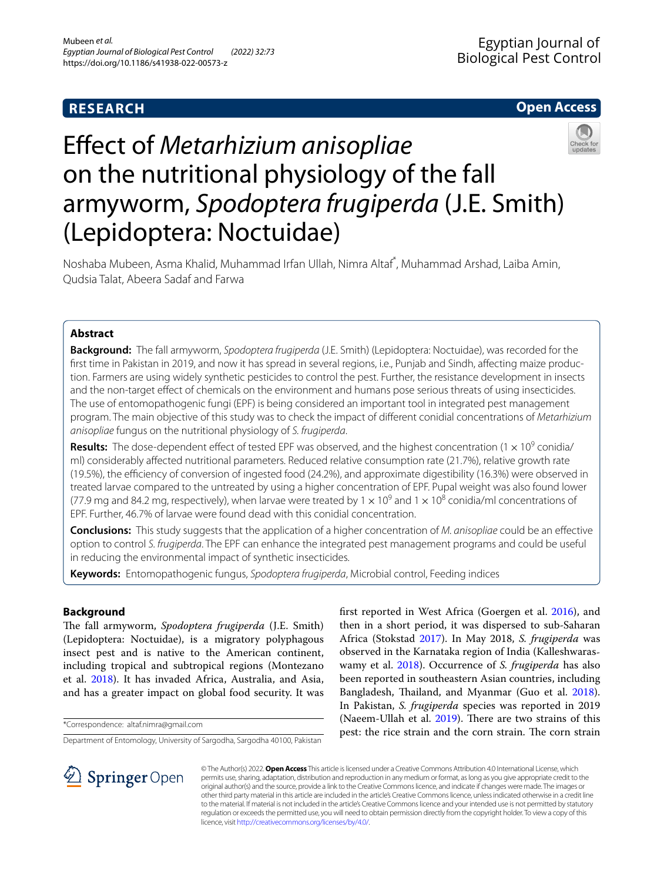RESEARCH

Open Access

# Effect of *Metarhizium anisopliae* on the nutritional physiology of the fall armyworm, *Spodoptera frugiperda* (J.E. Smith) (Lepidoptera: Noctuidae)

Noshaba Mubeen, Asma Khalid, Muhammad Irfan Ullah, Nimra Altaf*, Muhammad Arshad, Laiba Amin, Qudsia Talat, Abeera Sadaf and Farwa

## Abstract

**Background:** The fall armyworm, *Spodoptera frugiperda* (J.E. Smith) (Lepidoptera: Noctuidae), was recorded for the first time in Pakistan in 2019, and now it has spread in several regions, i.e., Punjab and Sindh, affecting maize production. Farmers are using widely synthetic pesticides to control the pest. Further, the resistance development in insects and the non-target effect of chemicals on the environment and humans pose serious threats of using insecticides. The use of entomopathogenic fungi (EPF) is being considered an important tool in integrated pest management program. The main objective of this study was to check the impact of different conidial concentrations of *Metarhizium anisopliae* fungus on the nutritional physiology of *S. frugiperda*.

**Results:** The dose-dependent effect of tested EPF was observed, and the highest concentration ($1 \times 10^9$ conidia/ml) considerably affected nutritional parameters. Reduced relative consumption rate (21.7%), relative growth rate (19.5%), the efficiency of conversion of ingested food (24.2%), and approximate digestibility (16.3%) were observed in treated larvae compared to the untreated by using a higher concentration of EPF. Pupal weight was also found lower (77.9 mg and 84.2 mg, respectively), when larvae were treated by $1 \times 10^9$ and $1 \times 10^8$ conidia/ml concentrations of EPF. Further, 46.7% of larvae were found dead with this conidial concentration.

**Conclusions:** This study suggests that the application of a higher concentration of *M. anisopliae* could be an effective option to control *S. frugiperda*. The EPF can enhance the integrated pest management programs and could be useful in reducing the environmental impact of synthetic insecticides.

**Keywords:** Entomopathogenic fungus, *Spodoptera frugiperda*, Microbial control, Feeding indices

## Background

The fall armyworm, *Spodoptera frugiperda* (J.E. Smith) (Lepidoptera: Noctuidae), is a migratory polyphagous insect pest and is native to the American continent, including tropical and subtropical regions (Montezano et al. 2018). It has invaded Africa, Australia, and Asia, and has a greater impact on global food security. It was first reported in West Africa (Goergen et al. 2016), and then in a short period, it was dispersed to sub-Saharan Africa (Stokstad 2017). In May 2018, *S. frugiperda* was observed in the Karnataka region of India (Kalleshwaraswamy et al. 2018). Occurrence of *S. frugiperda* has also been reported in southeastern Asian countries, including Bangladesh, Thailand, and Myanmar (Guo et al. 2018). In Pakistan, *S. frugiperda* species was reported in 2019 (Naeem-Ullah et al. 2019). There are two strains of this pest: the rice strain and the corn strain. The corn strain

*Correspondence: altaf.nimra@gmail.com

Department of Entomology, University of Sargodha, Sargodha 40100, Pakistan

© The Author(s) 2022. **Open Access** This article is licensed under a Creative Commons Attribution 4.0 International License, which permits use, sharing, adaptation, distribution and reproduction in any medium or format, as long as you give appropriate credit to the original author(s) and the source, provide a link to the Creative Commons licence, and indicate if changes were made. The images or other third party material in this article are included in the article's Creative Commons licence, unless indicated otherwise in a credit line to the material. If material is not included in the article's Creative Commons licence and your intended use is not permitted by statutory regulation or exceeds the permitted use, you will need to obtain permission directly from the copyright holder. To view a copy of this licence, visit http://creativecommons.org/licenses/by/4.0/.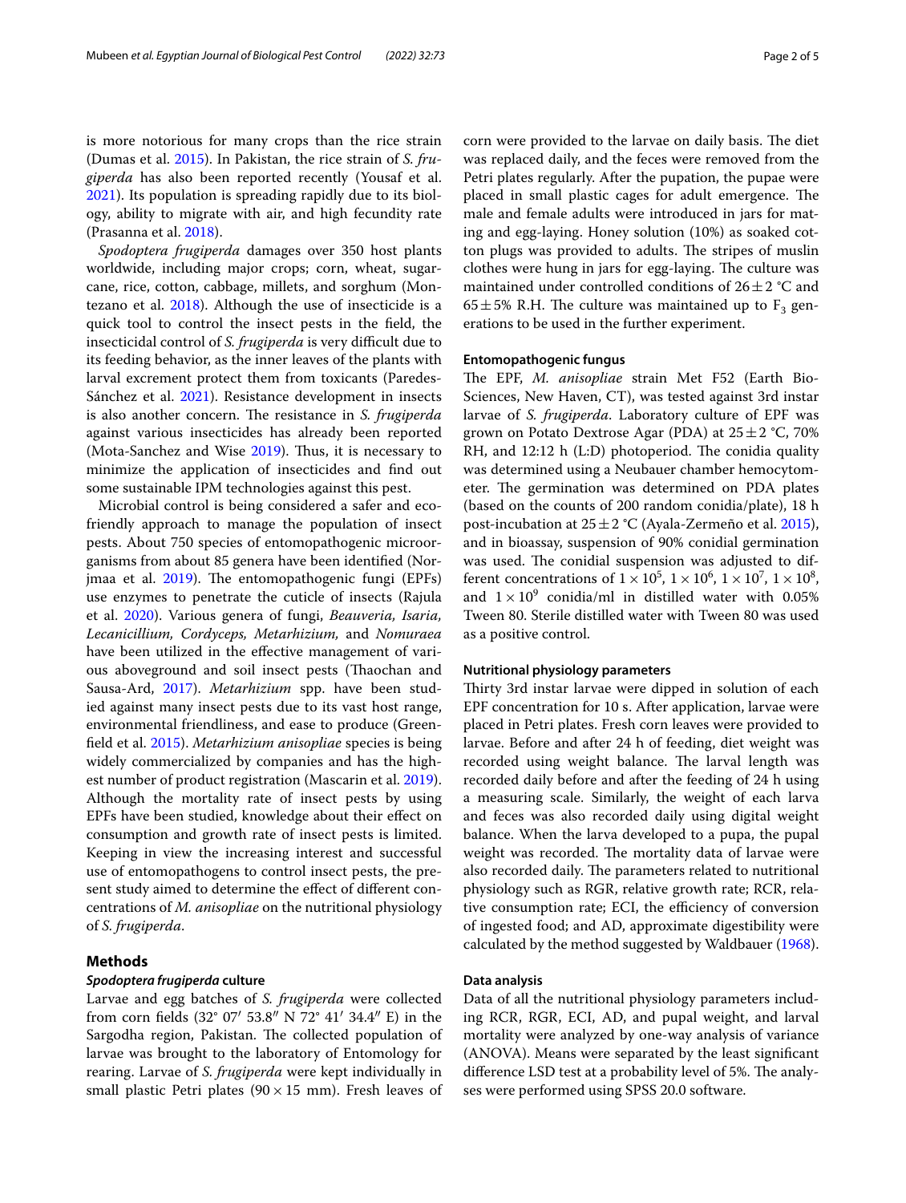is more notorious for many crops than the rice strain (Dumas et al. 2015). In Pakistan, the rice strain of *S. frugiperda* has also been reported recently (Yousaf et al. 2021). Its population is spreading rapidly due to its biology, ability to migrate with air, and high fecundity rate (Prasanna et al. 2018).

*Spodoptera frugiperda* damages over 350 host plants worldwide, including major crops; corn, wheat, sugarcane, rice, cotton, cabbage, millets, and sorghum (Montezano et al. 2018). Although the use of insecticide is a quick tool to control the insect pests in the field, the insecticidal control of *S. frugiperda* is very difficult due to its feeding behavior, as the inner leaves of the plants with larval excrement protect them from toxicants (Paredes-Sánchez et al. 2021). Resistance development in insects is also another concern. The resistance in *S. frugiperda* against various insecticides has already been reported (Mota-Sanchez and Wise 2019). Thus, it is necessary to minimize the application of insecticides and find out some sustainable IPM technologies against this pest.

Microbial control is being considered a safer and eco-friendly approach to manage the population of insect pests. About 750 species of entomopathogenic microorganisms from about 85 genera have been identified (Norjmaa et al. 2019). The entomopathogenic fungi (EPFs) use enzymes to penetrate the cuticle of insects (Rajula et al. 2020). Various genera of fungi, *Beauveria, Isaria, Lecanicillium, Cordyceps, Metarhizium,* and *Nomuraea* have been utilized in the effective management of various aboveground and soil insect pests (Thaochan and Sausa-Ard, 2017). *Metarhizium* spp. have been studied against many insect pests due to its vast host range, environmental friendliness, and ease to produce (Greenfield et al. 2015). *Metarhizium anisopliae* species is being widely commercialized by companies and has the highest number of product registration (Mascarin et al. 2019). Although the mortality rate of insect pests by using EPFs have been studied, knowledge about their effect on consumption and growth rate of insect pests is limited. Keeping in view the increasing interest and successful use of entomopathogens to control insect pests, the present study aimed to determine the effect of different concentrations of *M. anisopliae* on the nutritional physiology of *S. frugiperda*.

## Methods

### *Spodoptera frugiperda* culture

Larvae and egg batches of *S. frugiperda* were collected from corn fields (32° 07′ 53.8″ N 72° 41′ 34.4″ E) in the Sargodha region, Pakistan. The collected population of larvae was brought to the laboratory of Entomology for rearing. Larvae of *S. frugiperda* were kept individually in small plastic Petri plates (90 × 15 mm). Fresh leaves of corn were provided to the larvae on daily basis. The diet was replaced daily, and the feces were removed from the Petri plates regularly. After the pupation, the pupae were placed in small plastic cages for adult emergence. The male and female adults were introduced in jars for mating and egg-laying. Honey solution (10%) as soaked cotton plugs was provided to adults. The stripes of muslin clothes were hung in jars for egg-laying. The culture was maintained under controlled conditions of 26 ± 2 °C and 65 ± 5% R.H. The culture was maintained up to $F_3$ generations to be used in the further experiment.

### Entomopathogenic fungus

The EPF, *M. anisopliae* strain Met F52 (Earth BioSciences, New Haven, CT), was tested against 3rd instar larvae of *S. frugiperda*. Laboratory culture of EPF was grown on Potato Dextrose Agar (PDA) at 25 ± 2 °C, 70% RH, and 12:12 h (L:D) photoperiod. The conidia quality was determined using a Neubauer chamber hemocytometer. The germination was determined on PDA plates (based on the counts of 200 random conidia/plate), 18 h post-incubation at 25 ± 2 °C (Ayala-Zermeño et al. 2015), and in bioassay, suspension of 90% conidial germination was used. The conidial suspension was adjusted to different concentrations of $1 \times 10^5$, $1 \times 10^6$, $1 \times 10^7$, $1 \times 10^8$, and $1 \times 10^9$ conidia/ml in distilled water with 0.05% Tween 80. Sterile distilled water with Tween 80 was used as a positive control.

### Nutritional physiology parameters

Thirty 3rd instar larvae were dipped in solution of each EPF concentration for 10 s. After application, larvae were placed in Petri plates. Fresh corn leaves were provided to larvae. Before and after 24 h of feeding, diet weight was recorded using weight balance. The larval length was recorded daily before and after the feeding of 24 h using a measuring scale. Similarly, the weight of each larva and feces was also recorded daily using digital weight balance. When the larva developed to a pupa, the pupal weight was recorded. The mortality data of larvae were also recorded daily. The parameters related to nutritional physiology such as RGR, relative growth rate; RCR, relative consumption rate; ECI, the efficiency of conversion of ingested food; and AD, approximate digestibility were calculated by the method suggested by Waldbauer (1968).

### Data analysis

Data of all the nutritional physiology parameters including RCR, RGR, ECI, AD, and pupal weight, and larval mortality were analyzed by one-way analysis of variance (ANOVA). Means were separated by the least significant difference LSD test at a probability level of 5%. The analyses were performed using SPSS 20.0 software.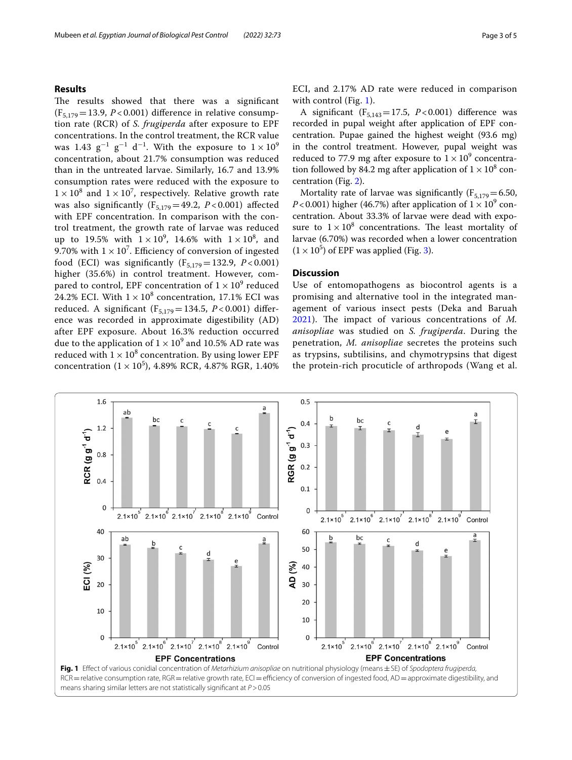## Results

The results showed that there was a significant ($F_{5,179} = 13.9$, $P < 0.001$) difference in relative consumption rate (RCR) of *S. frugiperda* after exposure to EPF concentrations. In the control treatment, the RCR value was 1.43 $g^{-1}$ $g^{-1}$ $d^{-1}$. With the exposure to $1 \times 10^9$ concentration, about 21.7% consumption was reduced than in the untreated larvae. Similarly, 16.7 and 13.9% consumption rates were reduced with the exposure to $1 \times 10^8$ and $1 \times 10^7$, respectively. Relative growth rate was also significantly ($F_{5,179} = 49.2$, $P < 0.001$) affected with EPF concentration. In comparison with the control treatment, the growth rate of larvae was reduced up to 19.5% with $1 \times 10^9$, 14.6% with $1 \times 10^8$, and 9.70% with $1 \times 10^7$. Efficiency of conversion of ingested food (ECI) was significantly ($F_{5,179} = 132.9$, $P < 0.001$) higher (35.6%) in control treatment. However, compared to control, EPF concentration of $1 \times 10^9$ reduced 24.2% ECI. With $1 \times 10^8$ concentration, 17.1% ECI was reduced. A significant ($F_{5,179} = 134.5$, $P < 0.001$) difference was recorded in approximate digestibility (AD) after EPF exposure. About 16.3% reduction occurred due to the application of $1 \times 10^9$ and 10.5% AD rate was reduced with $1 \times 10^8$ concentration. By using lower EPF concentration ($1 \times 10^5$), 4.89% RCR, 4.87% RGR, 1.40% ECI, and 2.17% AD rate were reduced in comparison with control (Fig. 1).

A significant ($F_{5,143} = 17.5$, $P < 0.001$) difference was recorded in pupal weight after application of EPF concentration. Pupae gained the highest weight (93.6 mg) in the control treatment. However, pupal weight was reduced to 77.9 mg after exposure to $1 \times 10^9$ concentration followed by 84.2 mg after application of $1 \times 10^8$ concentration (Fig. 2).

Mortality rate of larvae was significantly ($F_{5,179} = 6.50$, $P < 0.001$) higher (46.7%) after application of $1 \times 10^9$ concentration. About 33.3% of larvae were dead with exposure to $1 \times 10^8$ concentrations. The least mortality of larvae (6.70%) was recorded when a lower concentration ($1 \times 10^5$) of EPF was applied (Fig. 3).

## Discussion

Use of entomopathogens as biocontrol agents is a promising and alternative tool in the integrated management of various insect pests (Deka and Baruah 2021). The impact of various concentrations of *M. anisopliae* was studied on *S. frugiperda*. During the penetration, *M. anisopliae* secretes the proteins such as trypsins, subtilisins, and chymotrypsins that digest the protein-rich procuticle of arthropods (Wang et al.

**Fig. 1** Effect of various conidial concentration of *Metarhizium anisopliae* on nutritional physiology (means ± SE) of *Spodoptera frugiperda*, RCR = relative consumption rate, RGR = relative growth rate, ECI = efficiency of conversion of ingested food, AD = approximate digestibility, and means sharing similar letters are not statistically significant at $P > 0.05$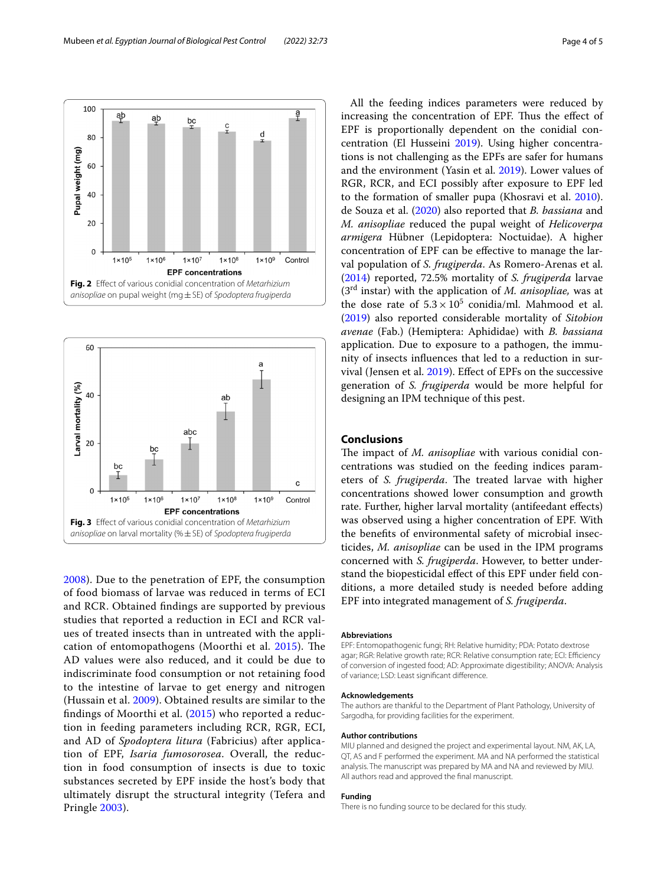Fig. 2 Effect of various conidial concentration of *Metarhizium anisopliae* on pupal weight (mg ± SE) of *Spodoptera frugiperda*

Fig. 3 Effect of various conidial concentration of *Metarhizium anisopliae* on larval mortality (% ± SE) of *Spodoptera frugiperda*

2008). Due to the penetration of EPF, the consumption of food biomass of larvae was reduced in terms of ECI and RCR. Obtained findings are supported by previous studies that reported a reduction in ECI and RCR values of treated insects than in untreated with the application of entomopathogens (Moorthi et al. 2015). The AD values were also reduced, and it could be due to indiscriminate food consumption or not retaining food to the intestine of larvae to get energy and nitrogen (Hussain et al. 2009). Obtained results are similar to the findings of Moorthi et al. (2015) who reported a reduction in feeding parameters including RCR, RGR, ECI, and AD of *Spodoptera litura* (Fabricius) after application of EPF, *Isaria fumosorosea*. Overall, the reduction in food consumption of insects is due to toxic substances secreted by EPF inside the host's body that ultimately disrupt the structural integrity (Tefera and Pringle 2003).

All the feeding indices parameters were reduced by increasing the concentration of EPF. Thus the effect of EPF is proportionally dependent on the conidial concentration (El Husseini 2019). Using higher concentrations is not challenging as the EPFs are safer for humans and the environment (Yasin et al. 2019). Lower values of RGR, RCR, and ECI possibly after exposure to EPF led to the formation of smaller pupa (Khosravi et al. 2010). de Souza et al. (2020) also reported that *B. bassiana* and *M. anisopliae* reduced the pupal weight of *Helicoverpa armigera* Hübner (Lepidoptera: Noctuidae). A higher concentration of EPF can be effective to manage the larval population of *S. frugiperda*. As Romero-Arenas et al. (2014) reported, 72.5% mortality of *S. frugiperda* larvae (3rd instar) with the application of *M. anisopliae,* was at the dose rate of $5.3 \times 10^5$ conidia/ml. Mahmood et al. (2019) also reported considerable mortality of *Sitobion avenae* (Fab.) (Hemiptera: Aphididae) with *B. bassiana* application. Due to exposure to a pathogen, the immunity of insects influences that led to a reduction in survival (Jensen et al. 2019). Effect of EPFs on the successive generation of *S. frugiperda* would be more helpful for designing an IPM technique of this pest.

## Conclusions

The impact of *M. anisopliae* with various conidial concentrations was studied on the feeding indices parameters of *S. frugiperda*. The treated larvae with higher concentrations showed lower consumption and growth rate. Further, higher larval mortality (antifeedant effects) was observed using a higher concentration of EPF. With the benefits of microbial safety of microbial insecticides, *M. anisopliae* can be used in the IPM programs concerned with *S. frugiperda*. However, to better understand the biopesticidal effect of this EPF under field conditions, a more detailed study is needed before adding EPF into integrated management of *S. frugiperda*.

### Abbreviations

EPF: Entomopathogenic fungi; RH: Relative humidity; PDA: Potato dextrose agar; RGR: Relative growth rate; RCR: Relative consumption rate; ECI: Efficiency of conversion of ingested food; AD: Approximate digestibility; ANOVA: Analysis of variance; LSD: Least significant difference.

### Acknowledgements

The authors are thankful to the Department of Plant Pathology, University of Sargodha, for providing facilities for the experiment.

### Author contributions

MIU planned and designed the project and experimental layout. NM, AK, LA, QT, AS and F performed the experiment. MA and NA performed the statistical analysis. The manuscript was prepared by MA and NA and reviewed by MIU. All authors read and approved the final manuscript.

### Funding

There is no funding source to be declared for this study.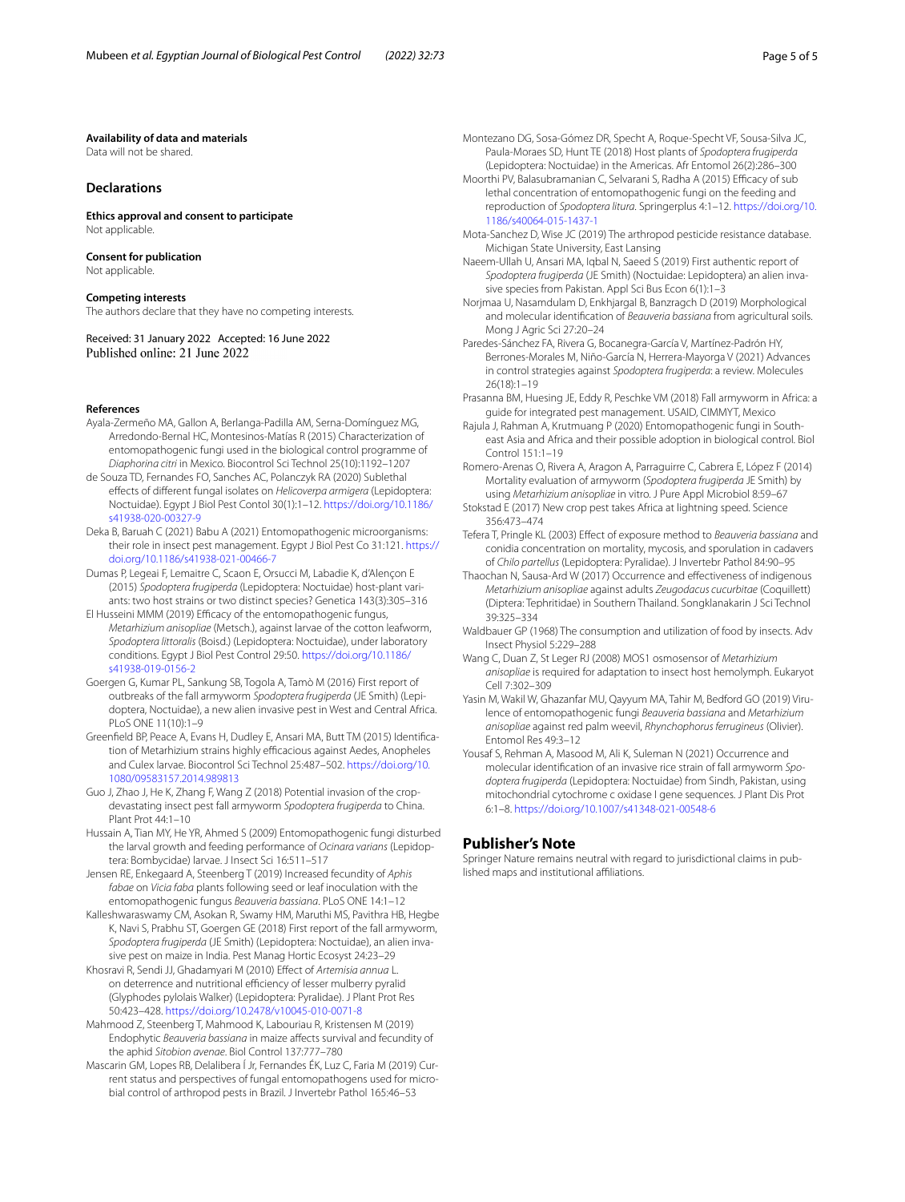**Availability of data and materials**
Data will not be shared.

## Declarations

**Ethics approval and consent to participate**
Not applicable.

**Consent for publication**
Not applicable.

**Competing interests**
The authors declare that they have no competing interests.

Received: 31 January 2022 Accepted: 16 June 2022
Published online: 21 June 2022

### References

Ayala-Zermeño MA, Gallon A, Berlanga-Padilla AM, Serna-Domínguez MG, Arredondo-Bernal HC, Montesinos-Matías R (2015) Characterization of entomopathogenic fungi used in the biological control programme of *Diaphorina citri* in Mexico. Biocontrol Sci Technol 25(10):1192–1207

de Souza TD, Fernandes FO, Sanches AC, Polanczyk RA (2020) Sublethal effects of different fungal isolates on *Helicoverpa armigera* (Lepidoptera: Noctuidae). Egypt J Biol Pest Contol 30(1):1–12. https://doi.org/10.1186/s41938-020-00327-9

Deka B, Baruah C (2021) Babu A (2021) Entomopathogenic microorganisms: their role in insect pest management. Egypt J Biol Pest Co 31:121. https://doi.org/10.1186/s41938-021-00466-7

Dumas P, Legeai F, Lemaitre C, Scaon E, Orsucci M, Labadie K, d'Alençon E (2015) *Spodoptera frugiperda* (Lepidoptera: Noctuidae) host-plant variants: two host strains or two distinct species? Genetica 143(3):305–316

El Husseini MMM (2019) Efficacy of the entomopathogenic fungus, *Metarhizium anisopliae* (Metsch.), against larvae of the cotton leafworm, *Spodoptera littoralis* (Boisd.) (Lepidoptera: Noctuidae), under laboratory conditions. Egypt J Biol Pest Control 29:50. https://doi.org/10.1186/s41938-019-0156-2

Goergen G, Kumar PL, Sankung SB, Togola A, Tamò M (2016) First report of outbreaks of the fall armyworm *Spodoptera frugiperda* (JE Smith) (Lepidoptera, Noctuidae), a new alien invasive pest in West and Central Africa. PLoS ONE 11(10):1–9

Greenfield BP, Peace A, Evans H, Dudley E, Ansari MA, Butt TM (2015) Identification of Metarhizium strains highly efficacious against Aedes, Anopheles and Culex larvae. Biocontrol Sci Technol 25:487–502. https://doi.org/10.1080/09583157.2014.989813

Guo J, Zhao J, He K, Zhang F, Wang Z (2018) Potential invasion of the crop-devastating insect pest fall armyworm *Spodoptera frugiperda* to China. Plant Prot 44:1–10

Hussain A, Tian MY, He YR, Ahmed S (2009) Entomopathogenic fungi disturbed the larval growth and feeding performance of *Ocinara varians* (Lepidoptera: Bombycidae) larvae. J Insect Sci 16:511–517

Jensen RE, Enkegaard A, Steenberg T (2019) Increased fecundity of *Aphis fabae* on *Vicia faba* plants following seed or leaf inoculation with the entomopathogenic fungus *Beauveria bassiana*. PLoS ONE 14:1–12

Kalleshwaraswamy CM, Asokan R, Swamy HM, Maruthi MS, Pavithra HB, Hegbe K, Navi S, Prabhu ST, Goergen GE (2018) First report of the fall armyworm, *Spodoptera frugiperda* (JE Smith) (Lepidoptera: Noctuidae), an alien invasive pest on maize in India. Pest Manag Hortic Ecosyst 24:23–29

Khosravi R, Sendi JJ, Ghadamyari M (2010) Effect of *Artemisia annua* L. on deterrence and nutritional efficiency of lesser mulberry pyralid (Glyphodes pylolais Walker) (Lepidoptera: Pyralidae). J Plant Prot Res 50:423–428. https://doi.org/10.2478/v10045-010-0071-8

Mahmood Z, Steenberg T, Mahmood K, Labouriau R, Kristensen M (2019) Endophytic *Beauveria bassiana* in maize affects survival and fecundity of the aphid *Sitobion avenae*. Biol Control 137:777–780

Mascarin GM, Lopes RB, Delalibera Í Jr, Fernandes ÉK, Luz C, Faria M (2019) Current status and perspectives of fungal entomopathogens used for microbial control of arthropod pests in Brazil. J Invertebr Pathol 165:46–53

Montezano DG, Sosa-Gómez DR, Specht A, Roque-Specht VF, Sousa-Silva JC, Paula-Moraes SD, Hunt TE (2018) Host plants of *Spodoptera frugiperda* (Lepidoptera: Noctuidae) in the Americas. Afr Entomol 26(2):286–300

Moorthi PV, Balasubramanian C, Selvarani S, Radha A (2015) Efficacy of sub lethal concentration of entomopathogenic fungi on the feeding and reproduction of *Spodoptera litura*. Springerplus 4:1–12. https://doi.org/10.1186/s40064-015-1437-1

Mota-Sanchez D, Wise JC (2019) The arthropod pesticide resistance database. Michigan State University, East Lansing

Naeem-Ullah U, Ansari MA, Iqbal N, Saeed S (2019) First authentic report of *Spodoptera frugiperda* (JE Smith) (Noctuidae: Lepidoptera) an alien invasive species from Pakistan. Appl Sci Bus Econ 6(1):1–3

Norjmaa U, Nasamdulam D, Enkhjargal B, Banzragch D (2019) Morphological and molecular identification of *Beauveria bassiana* from agricultural soils. Mong J Agric Sci 27:20–24

Paredes-Sánchez FA, Rivera G, Bocanegra-García V, Martínez-Padrón HY, Berrones-Morales M, Niño-García N, Herrera-Mayorga V (2021) Advances in control strategies against *Spodoptera frugiperda*: a review. Molecules 26(18):1–19

Prasanna BM, Huesing JE, Eddy R, Peschke VM (2018) Fall armyworm in Africa: a guide for integrated pest management. USAID, CIMMYT, Mexico

Rajula J, Rahman A, Krutmuang P (2020) Entomopathogenic fungi in Southeast Asia and Africa and their possible adoption in biological control. Biol Control 151:1–19

Romero-Arenas O, Rivera A, Aragon A, Parraguirre C, Cabrera E, López F (2014) Mortality evaluation of armyworm (*Spodoptera frugiperda* JE Smith) by using *Metarhizium anisopliae* in vitro. J Pure Appl Microbiol 8:59–67

Stokstad E (2017) New crop pest takes Africa at lightning speed. Science 356:473–474

Tefera T, Pringle KL (2003) Effect of exposure method to *Beauveria bassiana* and conidia concentration on mortality, mycosis, and sporulation in cadavers of *Chilo partellus* (Lepidoptera: Pyralidae). J Invertebr Pathol 84:90–95

Thaochan N, Sausa-Ard W (2017) Occurrence and effectiveness of indigenous *Metarhizium anisopliae* against adults *Zeugodacus cucurbitae* (Coquillett) (Diptera: Tephritidae) in Southern Thailand. Songklanakarin J Sci Technol 39:325–334

Waldbauer GP (1968) The consumption and utilization of food by insects. Adv Insect Physiol 5:229–288

Wang C, Duan Z, St Leger RJ (2008) MOS1 osmosensor of *Metarhizium anisopliae* is required for adaptation to insect host hemolymph. Eukaryot Cell 7:302–309

Yasin M, Wakil W, Ghazanfar MU, Qayyum MA, Tahir M, Bedford GO (2019) Virulence of entomopathogenic fungi *Beauveria bassiana* and *Metarhizium anisopliae* against red palm weevil, *Rhynchophorus ferrugineus* (Olivier). Entomol Res 49:3–12

Yousaf S, Rehman A, Masood M, Ali K, Suleman N (2021) Occurrence and molecular identification of an invasive rice strain of fall armyworm *Spodoptera frugiperda* (Lepidoptera: Noctuidae) from Sindh, Pakistan, using mitochondrial cytochrome c oxidase I gene sequences. J Plant Dis Prot 6:1–8. https://doi.org/10.1007/s41348-021-00548-6

## Publisher's Note

Springer Nature remains neutral with regard to jurisdictional claims in published maps and institutional affiliations.